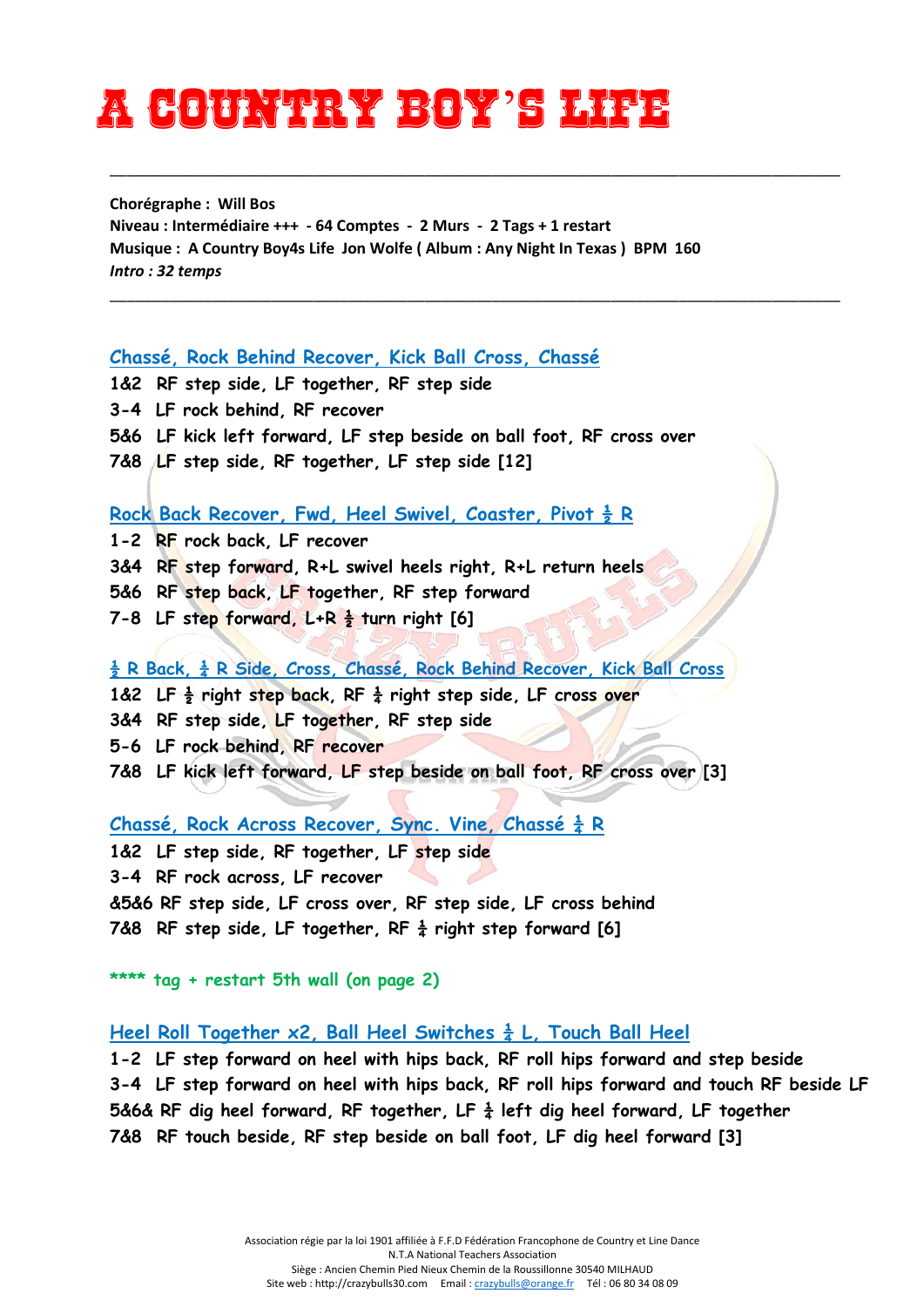# A COUNTRY BOY'S LIFE

**Chorégraphe : Will Bos**
**Niveau : Intermédiaire +++ - 64 Comptes - 2 Murs - 2 Tags + 1 restart**
**Musique : A Country Boy4s Life Jon Wolfe ( Album : Any Night In Texas ) BPM 160**
***Intro : 32 temps***

## Chassé, Rock Behind Recover, Kick Ball Cross, Chassé

1&2 RF step side, LF together, RF step side
3-4 LF rock behind, RF recover
5&6 LF kick left forward, LF step beside on ball foot, RF cross over
7&8 LF step side, RF together, LF step side [12]

## Rock Back Recover, Fwd, Heel Swivel, Coaster, Pivot ½ R

1-2 RF rock back, LF recover
3&4 RF step forward, R+L swivel heels right, R+L return heels
5&6 RF step back, LF together, RF step forward
7-8 LF step forward, L+R ½ turn right [6]

## ½ R Back, ¼ R Side, Cross, Chassé, Rock Behind Recover, Kick Ball Cross

1&2 LF ½ right step back, RF ¼ right step side, LF cross over
3&4 RF step side, LF together, RF step side
5-6 LF rock behind, RF recover
7&8 LF kick left forward, LF step beside on ball foot, RF cross over [3]

## Chassé, Rock Across Recover, Sync. Vine, Chassé ¼ R

1&2 LF step side, RF together, LF step side
3-4 RF rock across, LF recover
&5&6 RF step side, LF cross over, RF step side, LF cross behind
7&8 RF step side, LF together, RF ¼ right step forward [6]

**** tag + restart 5th wall (on page 2)

## Heel Roll Together x2, Ball Heel Switches ¼ L, Touch Ball Heel

1-2 LF step forward on heel with hips back, RF roll hips forward and step beside
3-4 LF step forward on heel with hips back, RF roll hips forward and touch RF beside LF
5&6& RF dig heel forward, RF together, LF ¼ left dig heel forward, LF together
7&8 RF touch beside, RF step beside on ball foot, LF dig heel forward [3]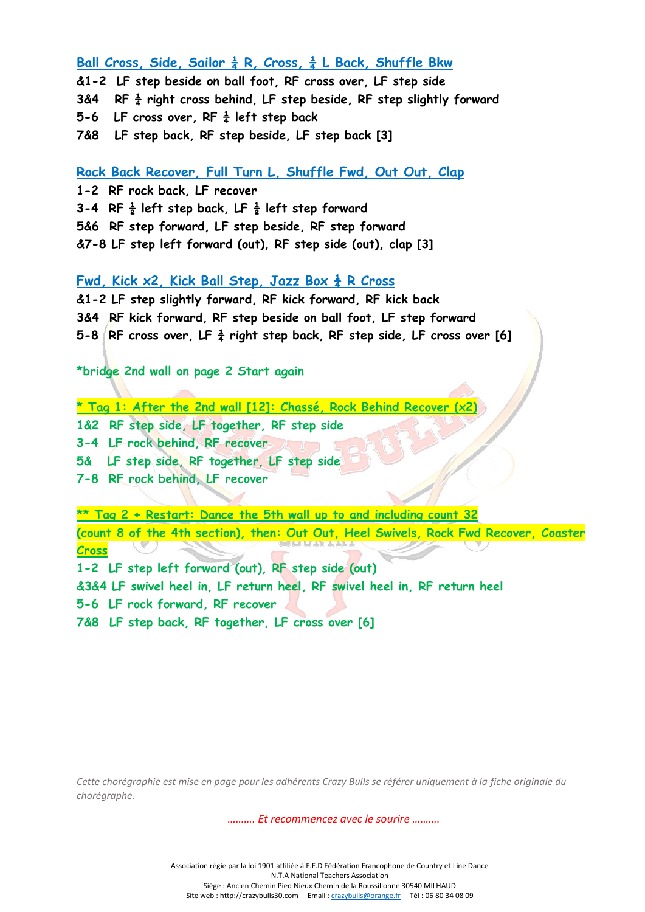### Ball Cross, Side, Sailor ¼ R, Cross, ¼ L Back, Shuffle Bkw

&1-2 LF step beside on ball foot, RF cross over, LF step side
3&4 RF ¼ right cross behind, LF step beside, RF step slightly forward
5-6 LF cross over, RF ¼ left step back
7&8 LF step back, RF step beside, LF step back [3]

### Rock Back Recover, Full Turn L, Shuffle Fwd, Out Out, Clap

1-2 RF rock back, LF recover
3-4 RF ½ left step back, LF ½ left step forward
5&6 RF step forward, LF step beside, RF step forward
&7-8 LF step left forward (out), RF step side (out), clap [3]

### Fwd, Kick x2, Kick Ball Step, Jazz Box ¼ R Cross

&1-2 LF step slightly forward, RF kick forward, RF kick back
3&4 RF kick forward, RF step beside on ball foot, LF step forward
5-8 RF cross over, LF ¼ right step back, RF step side, LF cross over [6]

*bridge 2nd wall on page 2 Start again

### * Tag 1: After the 2nd wall [12]: Chassé, Rock Behind Recover (x2)

1&2 RF step side, LF together, RF step side
3-4 LF rock behind, RF recover
5& LF step side, RF together, LF step side
7-8 RF rock behind, LF recover

### ** Tag 2 + Restart: Dance the 5th wall up to and including count 32 (count 8 of the 4th section), then: Out Out, Heel Swivels, Rock Fwd Recover, Coaster Cross

1-2 LF step left forward (out), RF step side (out)
&3&4 LF swivel heel in, LF return heel, RF swivel heel in, RF return heel
5-6 LF rock forward, RF recover
7&8 LF step back, RF together, LF cross over [6]

*Cette chorégraphie est mise en page pour les adhérents Crazy Bulls se référer uniquement à la fiche originale du chorégraphe.*

*………. Et recommencez avec le sourire ……….*

Association régie par la loi 1901 affiliée à F.F.D Fédération Francophone de Country et Line Dance
N.T.A National Teachers Association
Siège : Ancien Chemin Pied Nieux Chemin de la Roussillonne 30540 MILHAUD
Site web : http://crazybulls30.com Email : crazybulls@orange.fr Tél : 06 80 34 08 09